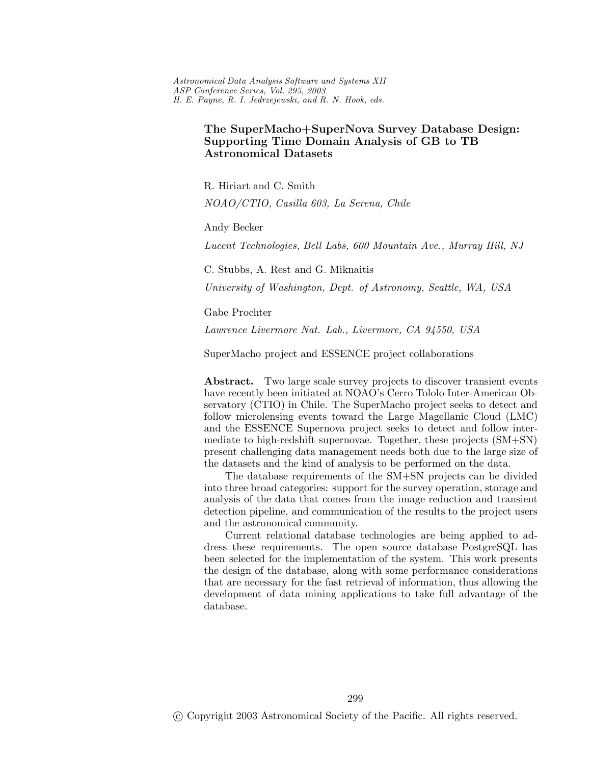# The SuperMacho+SuperNova Survey Database Design: Supporting Time Domain Analysis of GB to TB Astronomical Datasets

R. Hiriart and C. Smith

*NOAO/CTIO, Casilla 603, La Serena, Chile*

Andy Becker

*Lucent Technologies, Bell Labs, 600 Mountain Ave., Murray Hill, NJ*

C. Stubbs, A. Rest and G. Miknaitis

*University of Washington, Dept. of Astronomy, Seattle, WA, USA*

Gabe Prochter

*Lawrence Livermore Nat. Lab., Livermore, CA 94550, USA*

SuperMacho project and ESSENCE project collaborations

**Abstract.** Two large scale survey projects to discover transient events have recently been initiated at NOAO's Cerro Tololo Inter-American Observatory (CTIO) in Chile. The SuperMacho project seeks to detect and follow microlensing events toward the Large Magellanic Cloud (LMC) and the ESSENCE Supernova project seeks to detect and follow intermediate to high-redshift supernovae. Together, these projects (SM+SN) present challenging data management needs both due to the large size of the datasets and the kind of analysis to be performed on the data.

The database requirements of the SM+SN projects can be divided into three broad categories: support for the survey operation, storage and analysis of the data that comes from the image reduction and transient detection pipeline, and communication of the results to the project users and the astronomical community.

Current relational database technologies are being applied to address these requirements. The open source database PostgreSQL has been selected for the implementation of the system. This work presents the design of the database, along with some performance considerations that are necessary for the fast retrieval of information, thus allowing the development of data mining applications to take full advantage of the database.

© Copyright 2003 Astronomical Society of the Pacific. All rights reserved.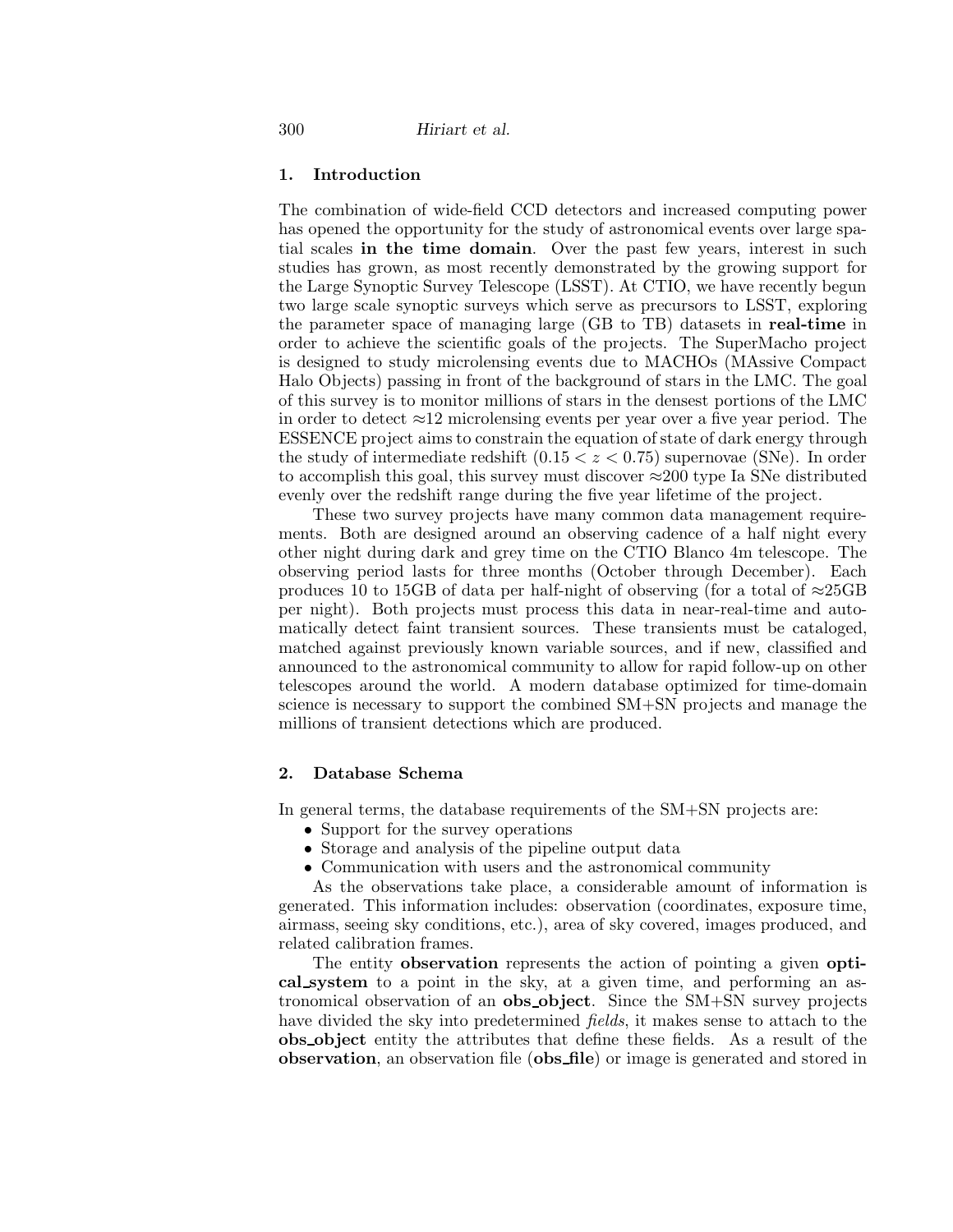## 1. Introduction

The combination of wide-field CCD detectors and increased computing power has opened the opportunity for the study of astronomical events over large spatial scales **in the time domain**. Over the past few years, interest in such studies has grown, as most recently demonstrated by the growing support for the Large Synoptic Survey Telescope (LSST). At CTIO, we have recently begun two large scale synoptic surveys which serve as precursors to LSST, exploring the parameter space of managing large (GB to TB) datasets in **real-time** in order to achieve the scientific goals of the projects. The SuperMacho project is designed to study microlensing events due to MACHOs (MAssive Compact Halo Objects) passing in front of the background of stars in the LMC. The goal of this survey is to monitor millions of stars in the densest portions of the LMC in order to detect ≈12 microlensing events per year over a five year period. The ESSENCE project aims to constrain the equation of state of dark energy through the study of intermediate redshift ($0.15 < z < 0.75$) supernovae (SNe). In order to accomplish this goal, this survey must discover ≈200 type Ia SNe distributed evenly over the redshift range during the five year lifetime of the project.

These two survey projects have many common data management requirements. Both are designed around an observing cadence of a half night every other night during dark and grey time on the CTIO Blanco 4m telescope. The observing period lasts for three months (October through December). Each produces 10 to 15GB of data per half-night of observing (for a total of ≈25GB per night). Both projects must process this data in near-real-time and automatically detect faint transient sources. These transients must be cataloged, matched against previously known variable sources, and if new, classified and announced to the astronomical community to allow for rapid follow-up on other telescopes around the world. A modern database optimized for time-domain science is necessary to support the combined SM+SN projects and manage the millions of transient detections which are produced.

## 2. Database Schema

In general terms, the database requirements of the SM+SN projects are:

- Support for the survey operations
- Storage and analysis of the pipeline output data
- Communication with users and the astronomical community

As the observations take place, a considerable amount of information is generated. This information includes: observation (coordinates, exposure time, airmass, seeing sky conditions, etc.), area of sky covered, images produced, and related calibration frames.

The entity **observation** represents the action of pointing a given **optical_system** to a point in the sky, at a given time, and performing an astronomical observation of an **obs_object**. Since the SM+SN survey projects have divided the sky into predetermined *fields*, it makes sense to attach to the **obs_object** entity the attributes that define these fields. As a result of the **observation**, an observation file (**obs_file**) or image is generated and stored in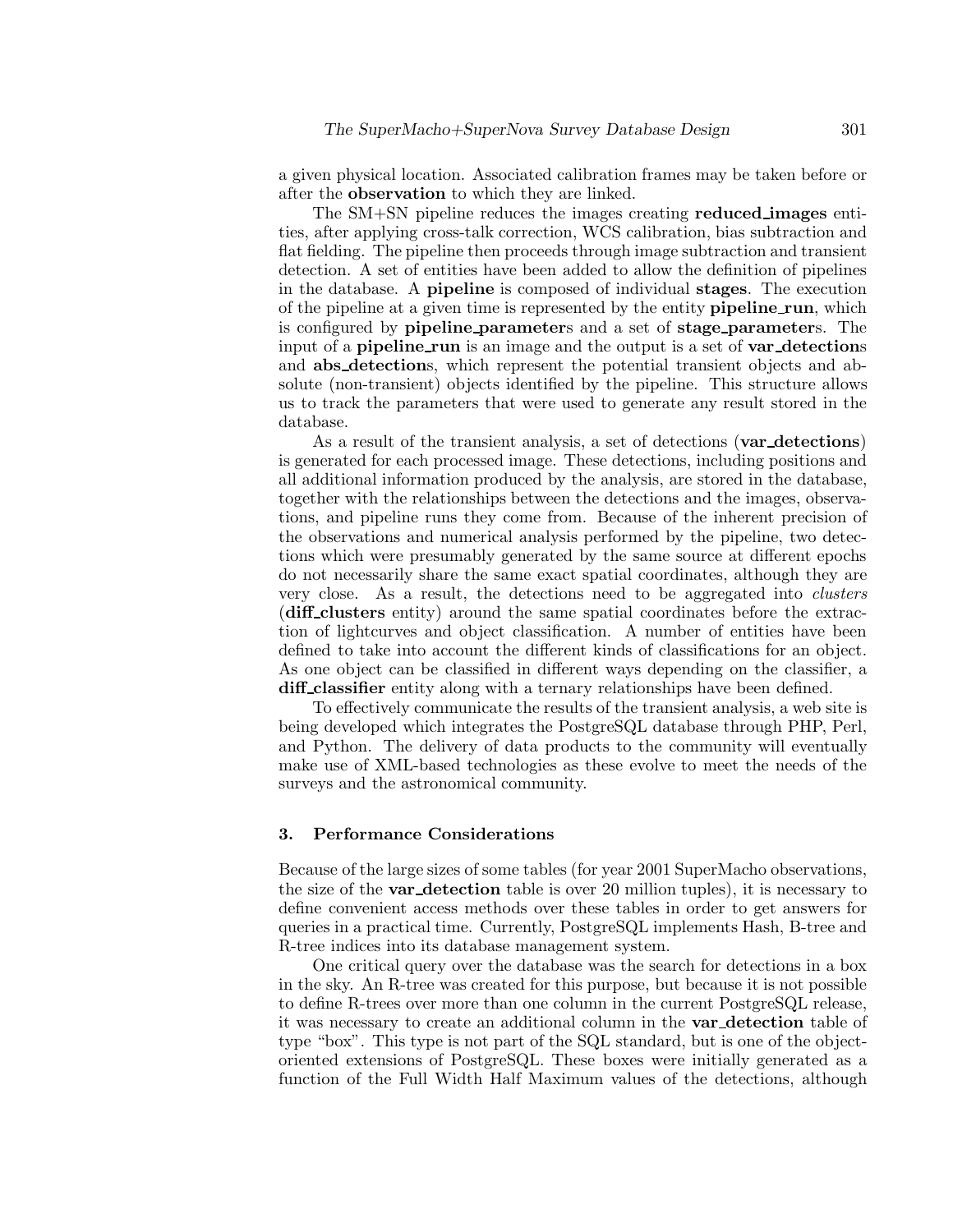a given physical location. Associated calibration frames may be taken before or after the **observation** to which they are linked.

The SM+SN pipeline reduces the images creating **reduced_images** entities, after applying cross-talk correction, WCS calibration, bias subtraction and flat fielding. The pipeline then proceeds through image subtraction and transient detection. A set of entities have been added to allow the definition of pipelines in the database. A **pipeline** is composed of individual **stages**. The execution of the pipeline at a given time is represented by the entity **pipeline_run**, which is configured by **pipeline_parameter**s and a set of **stage_parameter**s. The input of a **pipeline_run** is an image and the output is a set of **var_detection**s and **abs_detection**s, which represent the potential transient objects and absolute (non-transient) objects identified by the pipeline. This structure allows us to track the parameters that were used to generate any result stored in the database.

As a result of the transient analysis, a set of detections (**var_detections**) is generated for each processed image. These detections, including positions and all additional information produced by the analysis, are stored in the database, together with the relationships between the detections and the images, observations, and pipeline runs they come from. Because of the inherent precision of the observations and numerical analysis performed by the pipeline, two detections which were presumably generated by the same source at different epochs do not necessarily share the same exact spatial coordinates, although they are very close. As a result, the detections need to be aggregated into *clusters* (**diff_clusters** entity) around the same spatial coordinates before the extraction of lightcurves and object classification. A number of entities have been defined to take into account the different kinds of classifications for an object. As one object can be classified in different ways depending on the classifier, a **diff_classifier** entity along with a ternary relationships have been defined.

To effectively communicate the results of the transient analysis, a web site is being developed which integrates the PostgreSQL database through PHP, Perl, and Python. The delivery of data products to the community will eventually make use of XML-based technologies as these evolve to meet the needs of the surveys and the astronomical community.

## 3. Performance Considerations

Because of the large sizes of some tables (for year 2001 SuperMacho observations, the size of the **var_detection** table is over 20 million tuples), it is necessary to define convenient access methods over these tables in order to get answers for queries in a practical time. Currently, PostgreSQL implements Hash, B-tree and R-tree indices into its database management system.

One critical query over the database was the search for detections in a box in the sky. An R-tree was created for this purpose, but because it is not possible to define R-trees over more than one column in the current PostgreSQL release, it was necessary to create an additional column in the **var_detection** table of type "box". This type is not part of the SQL standard, but is one of the object-oriented extensions of PostgreSQL. These boxes were initially generated as a function of the Full Width Half Maximum values of the detections, although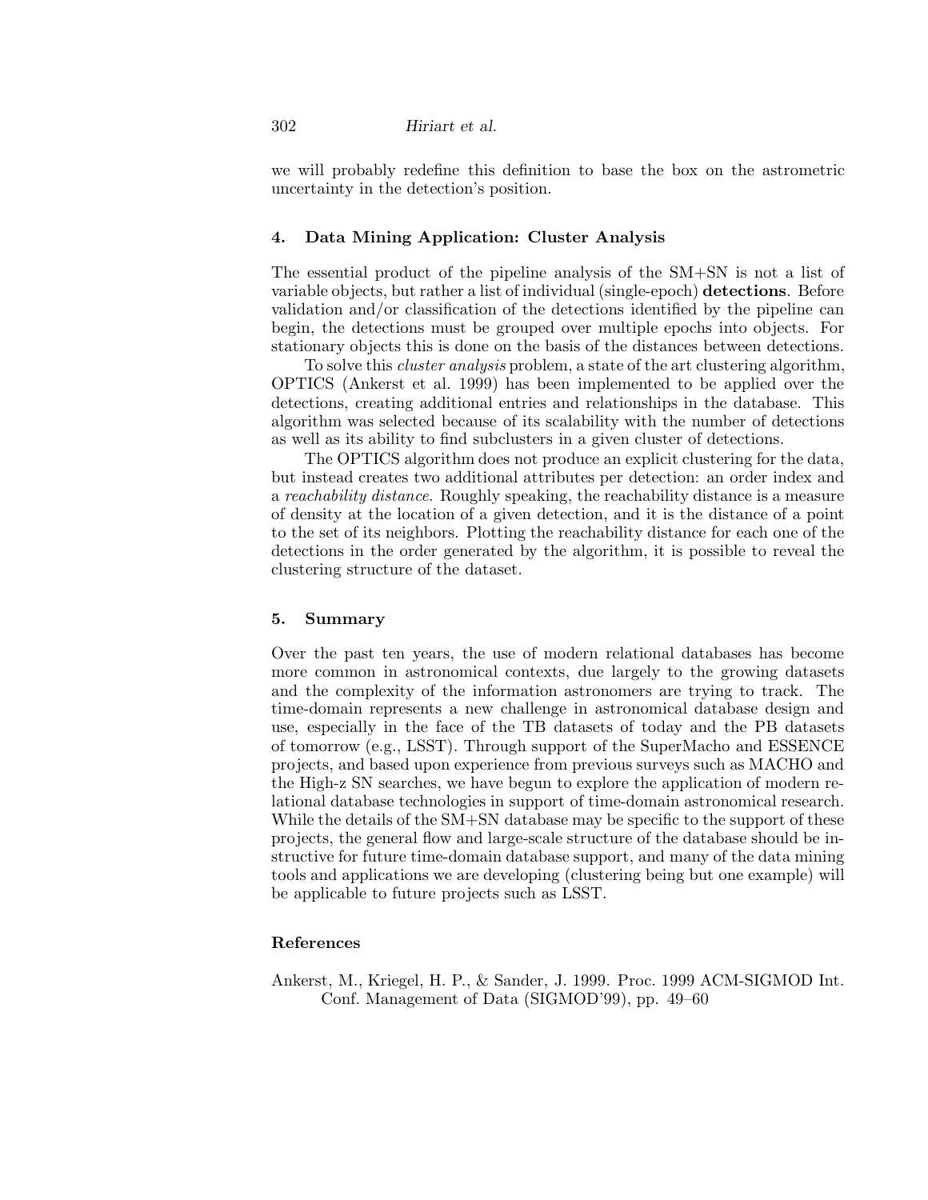we will probably redefine this definition to base the box on the astrometric uncertainty in the detection's position.

## 4. Data Mining Application: Cluster Analysis

The essential product of the pipeline analysis of the SM+SN is not a list of variable objects, but rather a list of individual (single-epoch) **detections**. Before validation and/or classification of the detections identified by the pipeline can begin, the detections must be grouped over multiple epochs into objects. For stationary objects this is done on the basis of the distances between detections.

To solve this *cluster analysis* problem, a state of the art clustering algorithm, OPTICS (Ankerst et al. 1999) has been implemented to be applied over the detections, creating additional entries and relationships in the database. This algorithm was selected because of its scalability with the number of detections as well as its ability to find subclusters in a given cluster of detections.

The OPTICS algorithm does not produce an explicit clustering for the data, but instead creates two additional attributes per detection: an order index and a *reachability distance*. Roughly speaking, the reachability distance is a measure of density at the location of a given detection, and it is the distance of a point to the set of its neighbors. Plotting the reachability distance for each one of the detections in the order generated by the algorithm, it is possible to reveal the clustering structure of the dataset.

## 5. Summary

Over the past ten years, the use of modern relational databases has become more common in astronomical contexts, due largely to the growing datasets and the complexity of the information astronomers are trying to track. The time-domain represents a new challenge in astronomical database design and use, especially in the face of the TB datasets of today and the PB datasets of tomorrow (e.g., LSST). Through support of the SuperMacho and ESSENCE projects, and based upon experience from previous surveys such as MACHO and the High-z SN searches, we have begun to explore the application of modern relational database technologies in support of time-domain astronomical research. While the details of the SM+SN database may be specific to the support of these projects, the general flow and large-scale structure of the database should be instructive for future time-domain database support, and many of the data mining tools and applications we are developing (clustering being but one example) will be applicable to future projects such as LSST.

## References

Ankerst, M., Kriegel, H. P., & Sander, J. 1999. Proc. 1999 ACM-SIGMOD Int. Conf. Management of Data (SIGMOD'99), pp. 49–60